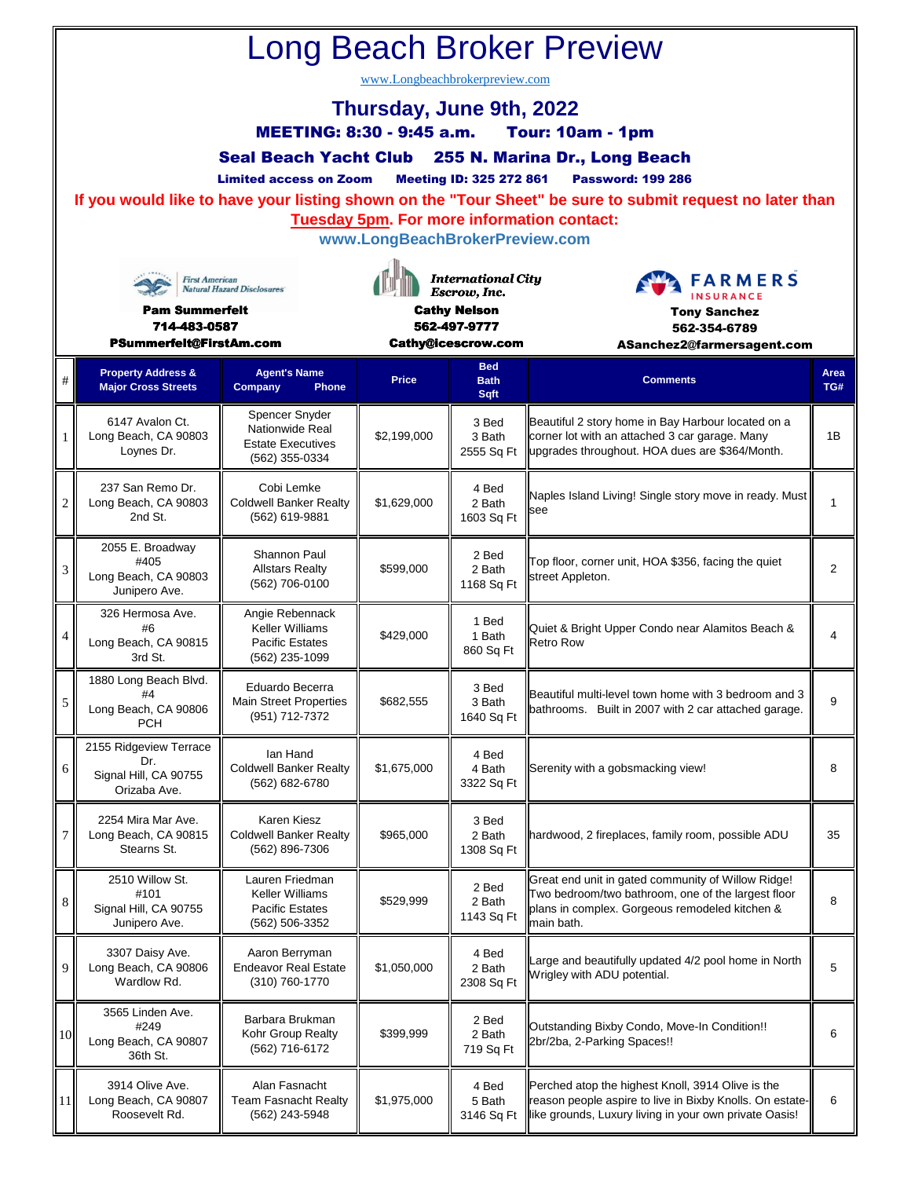# Long Beach Broker Preview

www.Longbeachbrokerpreview.com

## Thursday, June 9th, 2022

**MEETING: 8:30 - 9:45 a.m. Tour: 10am - 1pm**

**Seal Beach Yacht Club 255 N. Marina Dr., Long Beach**

**Limited access on Zoom Meeting ID: 325 272 861 Password: 199 286**

**If you would like to have your listing shown on the "Tour Sheet" be sure to submit request no later than Tuesday 5pm. For more information contact:**

**www.LongBeachBrokerPreview.com**

First American Natural Hazard Disclosures
**Pam Summerfelt**
**714-483-0587**
**PSummerfelt@FirstAm.com**

International City Escrow, Inc.
**Cathy Nelson**
**562-497-9777**
**Cathy@icescrow.com**

FARMERS INSURANCE
**Tony Sanchez**
**562-354-6789**
**ASanchez2@farmersagent.com**

| # | Property Address & Major Cross Streets | Agent's Name Company Phone | Price | Bed Bath Sqft | Comments | Area TG# |
|---|---|---|---|---|---|---|
| 1 | 6147 Avalon Ct. Long Beach, CA 90803 Loynes Dr. | Spencer Snyder Nationwide Real Estate Executives (562) 355-0334 | $2,199,000 | 3 Bed 3 Bath 2555 Sq Ft | Beautiful 2 story home in Bay Harbour located on a corner lot with an attached 3 car garage. Many upgrades throughout. HOA dues are $364/Month. | 1B |
| 2 | 237 San Remo Dr. Long Beach, CA 90803 2nd St. | Cobi Lemke Coldwell Banker Realty (562) 619-9881 | $1,629,000 | 4 Bed 2 Bath 1603 Sq Ft | Naples Island Living! Single story move in ready. Must see | 1 |
| 3 | 2055 E. Broadway #405 Long Beach, CA 90803 Junipero Ave. | Shannon Paul Allstars Realty (562) 706-0100 | $599,000 | 2 Bed 2 Bath 1168 Sq Ft | Top floor, corner unit, HOA $356, facing the quiet street Appleton. | 2 |
| 4 | 326 Hermosa Ave. #6 Long Beach, CA 90815 3rd St. | Angie Rebennack Keller Williams Pacific Estates (562) 235-1099 | $429,000 | 1 Bed 1 Bath 860 Sq Ft | Quiet & Bright Upper Condo near Alamitos Beach & Retro Row | 4 |
| 5 | 1880 Long Beach Blvd. #4 Long Beach, CA 90806 PCH | Eduardo Becerra Main Street Properties (951) 712-7372 | $682,555 | 3 Bed 3 Bath 1640 Sq Ft | Beautiful multi-level town home with 3 bedroom and 3 bathrooms. Built in 2007 with 2 car attached garage. | 9 |
| 6 | 2155 Ridgeview Terrace Dr. Signal Hill, CA 90755 Orizaba Ave. | Ian Hand Coldwell Banker Realty (562) 682-6780 | $1,675,000 | 4 Bed 4 Bath 3322 Sq Ft | Serenity with a gobsmacking view! | 8 |
| 7 | 2254 Mira Mar Ave. Long Beach, CA 90815 Stearns St. | Karen Kiesz Coldwell Banker Realty (562) 896-7306 | $965,000 | 3 Bed 2 Bath 1308 Sq Ft | hardwood, 2 fireplaces, family room, possible ADU | 35 |
| 8 | 2510 Willow St. #101 Signal Hill, CA 90755 Junipero Ave. | Lauren Friedman Keller Williams Pacific Estates (562) 506-3352 | $529,999 | 2 Bed 2 Bath 1143 Sq Ft | Great end unit in gated community of Willow Ridge! Two bedroom/two bathroom, one of the largest floor plans in complex. Gorgeous remodeled kitchen & main bath. | 8 |
| 9 | 3307 Daisy Ave. Long Beach, CA 90806 Wardlow Rd. | Aaron Berryman Endeavor Real Estate (310) 760-1770 | $1,050,000 | 4 Bed 2 Bath 2308 Sq Ft | Large and beautifully updated 4/2 pool home in North Wrigley with ADU potential. | 5 |
| 10 | 3565 Linden Ave. #249 Long Beach, CA 90807 36th St. | Barbara Brukman Kohr Group Realty (562) 716-6172 | $399,999 | 2 Bed 2 Bath 719 Sq Ft | Outstanding Bixby Condo, Move-In Condition!! 2br/2ba, 2-Parking Spaces!! | 6 |
| 11 | 3914 Olive Ave. Long Beach, CA 90807 Roosevelt Rd. | Alan Fasnacht Team Fasnacht Realty (562) 243-5948 | $1,975,000 | 4 Bed 5 Bath 3146 Sq Ft | Perched atop the highest Knoll, 3914 Olive is the reason people aspire to live in Bixby Knolls. On estate-like grounds, Luxury living in your own private Oasis! | 6 |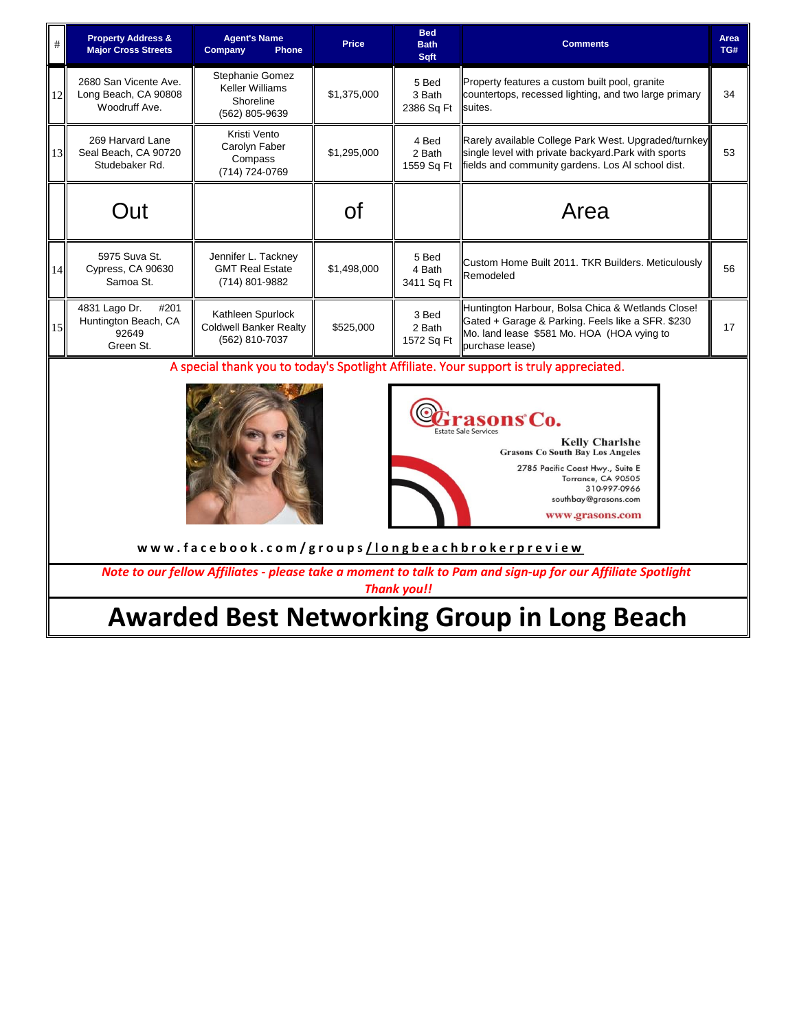| # | Property Address & Major Cross Streets | Agent's Name Company Phone | Price | Bed Bath Sqft | Comments | Area TG# |
|---|---|---|---|---|---|---|
| 12 | 2680 San Vicente Ave. Long Beach, CA 90808 Woodruff Ave. | Stephanie Gomez Keller Williams Shoreline (562) 805-9639 | $1,375,000 | 5 Bed 3 Bath 2386 Sq Ft | Property features a custom built pool, granite countertops, recessed lighting, and two large primary suites. | 34 |
| 13 | 269 Harvard Lane Seal Beach, CA 90720 Studebaker Rd. | Kristi Vento Carolyn Faber Compass (714) 724-0769 | $1,295,000 | 4 Bed 2 Bath 1559 Sq Ft | Rarely available College Park West. Upgraded/turnkey single level with private backyard.Park with sports fields and community gardens. Los Al school dist. | 53 |
| | Out | | of | | Area | |
| 14 | 5975 Suva St. Cypress, CA 90630 Samoa St. | Jennifer L. Tackney GMT Real Estate (714) 801-9882 | $1,498,000 | 5 Bed 4 Bath 3411 Sq Ft | Custom Home Built 2011. TKR Builders. Meticulously Remodeled | 56 |
| 15 | 4831 Lago Dr. #201 Huntington Beach, CA 92649 Green St. | Kathleen Spurlock Coldwell Banker Realty (562) 810-7037 | $525,000 | 3 Bed 2 Bath 1572 Sq Ft | Huntington Harbour, Bolsa Chica & Wetlands Close! Gated + Garage & Parking. Feels like a SFR. $230 Mo. land lease $581 Mo. HOA (HOA vying to purchase lease) | 17 |

A special thank you to today's Spotlight Affiliate. Your support is truly appreciated.

Grasons Co.
Estate Sale Services
Kelly Charlshe
Grasons Co South Bay Los Angeles
2785 Pacific Coast Hwy., Suite E
Torrance, CA 90505
310-997-0966
southbay@grasons.com
www.grasons.com

www.facebook.com/groups/longbeachbrokerpreview

*Note to our fellow Affiliates - please take a moment to talk to Pam and sign-up for our Affiliate Spotlight Thank you!!*

# Awarded Best Networking Group in Long Beach